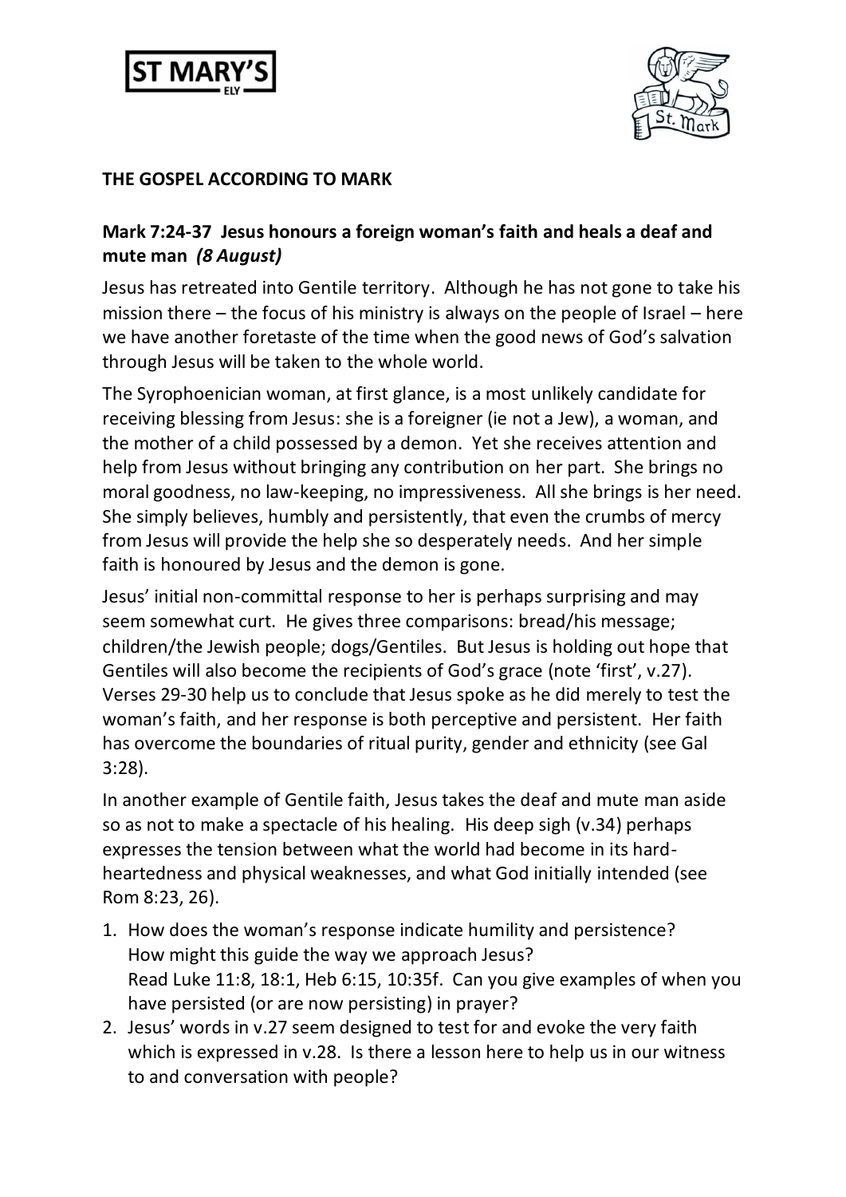**THE GOSPEL ACCORDING TO MARK**

## Mark 7:24-37 Jesus honours a foreign woman's faith and heals a deaf and mute man *(8 August)*

Jesus has retreated into Gentile territory. Although he has not gone to take his mission there – the focus of his ministry is always on the people of Israel – here we have another foretaste of the time when the good news of God's salvation through Jesus will be taken to the whole world.

The Syrophoenician woman, at first glance, is a most unlikely candidate for receiving blessing from Jesus: she is a foreigner (ie not a Jew), a woman, and the mother of a child possessed by a demon. Yet she receives attention and help from Jesus without bringing any contribution on her part. She brings no moral goodness, no law-keeping, no impressiveness. All she brings is her need. She simply believes, humbly and persistently, that even the crumbs of mercy from Jesus will provide the help she so desperately needs. And her simple faith is honoured by Jesus and the demon is gone.

Jesus' initial non-committal response to her is perhaps surprising and may seem somewhat curt. He gives three comparisons: bread/his message; children/the Jewish people; dogs/Gentiles. But Jesus is holding out hope that Gentiles will also become the recipients of God's grace (note 'first', v.27). Verses 29-30 help us to conclude that Jesus spoke as he did merely to test the woman's faith, and her response is both perceptive and persistent. Her faith has overcome the boundaries of ritual purity, gender and ethnicity (see Gal 3:28).

In another example of Gentile faith, Jesus takes the deaf and mute man aside so as not to make a spectacle of his healing. His deep sigh (v.34) perhaps expresses the tension between what the world had become in its hard-heartedness and physical weaknesses, and what God initially intended (see Rom 8:23, 26).

1. How does the woman's response indicate humility and persistence? How might this guide the way we approach Jesus? Read Luke 11:8, 18:1, Heb 6:15, 10:35f. Can you give examples of when you have persisted (or are now persisting) in prayer?
2. Jesus' words in v.27 seem designed to test for and evoke the very faith which is expressed in v.28. Is there a lesson here to help us in our witness to and conversation with people?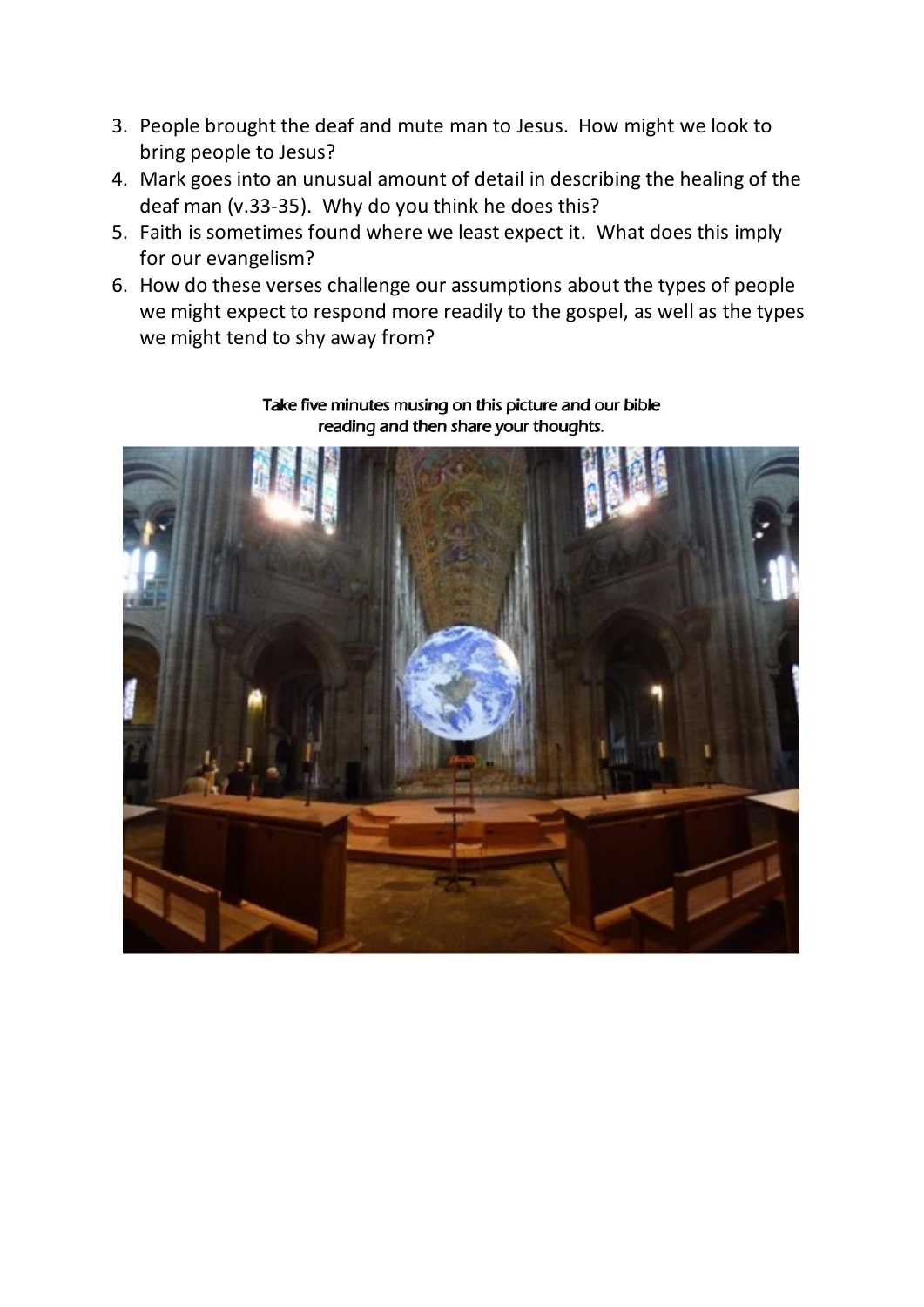3. People brought the deaf and mute man to Jesus. How might we look to bring people to Jesus?
4. Mark goes into an unusual amount of detail in describing the healing of the deaf man (v.33-35). Why do you think he does this?
5. Faith is sometimes found where we least expect it. What does this imply for our evangelism?
6. How do these verses challenge our assumptions about the types of people we might expect to respond more readily to the gospel, as well as the types we might tend to shy away from?

Take five minutes musing on this picture and our bible reading and then share your thoughts.